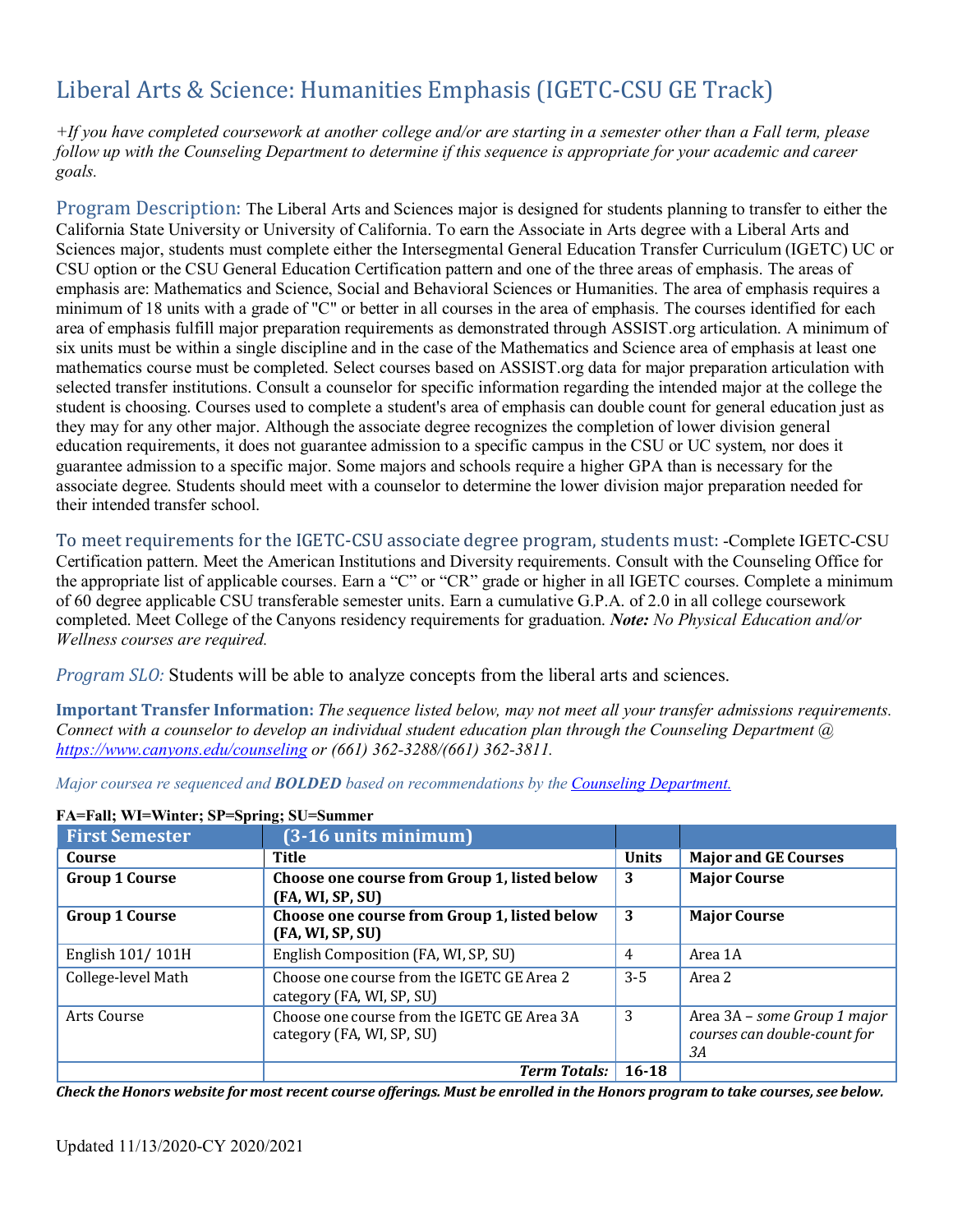# Liberal Arts & Science: Humanities Emphasis (IGETC-CSU GE Track)

*+If you have completed coursework at another college and/or are starting in a semester other than a Fall term, please follow up with the Counseling Department to determine if this sequence is appropriate for your academic and career goals.*

**Program Description:** The Liberal Arts and Sciences major is designed for students planning to transfer to either the California State University or University of California. To earn the Associate in Arts degree with a Liberal Arts and Sciences major, students must complete either the Intersegmental General Education Transfer Curriculum (IGETC) UC or CSU option or the CSU General Education Certification pattern and one of the three areas of emphasis. The areas of emphasis are: Mathematics and Science, Social and Behavioral Sciences or Humanities. The area of emphasis requires a minimum of 18 units with a grade of "C" or better in all courses in the area of emphasis. The courses identified for each area of emphasis fulfill major preparation requirements as demonstrated through ASSIST.org articulation. A minimum of six units must be within a single discipline and in the case of the Mathematics and Science area of emphasis at least one mathematics course must be completed. Select courses based on ASSIST.org data for major preparation articulation with selected transfer institutions. Consult a counselor for specific information regarding the intended major at the college the student is choosing. Courses used to complete a student's area of emphasis can double count for general education just as they may for any other major. Although the associate degree recognizes the completion of lower division general education requirements, it does not guarantee admission to a specific campus in the CSU or UC system, nor does it guarantee admission to a specific major. Some majors and schools require a higher GPA than is necessary for the associate degree. Students should meet with a counselor to determine the lower division major preparation needed for their intended transfer school.

**To meet requirements for the IGETC-CSU associate degree program, students must:** -Complete IGETC-CSU Certification pattern. Meet the American Institutions and Diversity requirements. Consult with the Counseling Office for the appropriate list of applicable courses. Earn a "C" or "CR" grade or higher in all IGETC courses. Complete a minimum of 60 degree applicable CSU transferable semester units. Earn a cumulative G.P.A. of 2.0 in all college coursework completed. Meet College of the Canyons residency requirements for graduation. ***Note:*** *No Physical Education and/or Wellness courses are required.*

*Program SLO:* Students will be able to analyze concepts from the liberal arts and sciences.

**Important Transfer Information:** *The sequence listed below, may not meet all your transfer admissions requirements. Connect with a counselor to develop an individual student education plan through the Counseling Department @ https://www.canyons.edu/counseling or (661) 362-3288/(661) 362-3811.*

*Major coursea re sequenced and* ***BOLDED*** *based on recommendations by the Counseling Department.*

**FA=Fall; WI=Winter; SP=Spring; SU=Summer**

| First Semester | (3-16 units minimum) | | |
|---|---|---|---|
| **Course** | **Title** | **Units** | **Major and GE Courses** |
| **Group 1 Course** | **Choose one course from Group 1, listed below (FA, WI, SP, SU)** | **3** | **Major Course** |
| **Group 1 Course** | **Choose one course from Group 1, listed below (FA, WI, SP, SU)** | **3** | **Major Course** |
| English 101/ 101H | English Composition (FA, WI, SP, SU) | 4 | Area 1A |
| College-level Math | Choose one course from the IGETC GE Area 2 category (FA, WI, SP, SU) | 3-5 | Area 2 |
| Arts Course | Choose one course from the IGETC GE Area 3A category (FA, WI, SP, SU) | 3 | Area 3A – *some Group 1 major courses can double-count for 3A* |
| | ***Term Totals:*** | **16-18** | |

***Check the Honors website for most recent course offerings. Must be enrolled in the Honors program to take courses, see below.***

Updated 11/13/2020-CY 2020/2021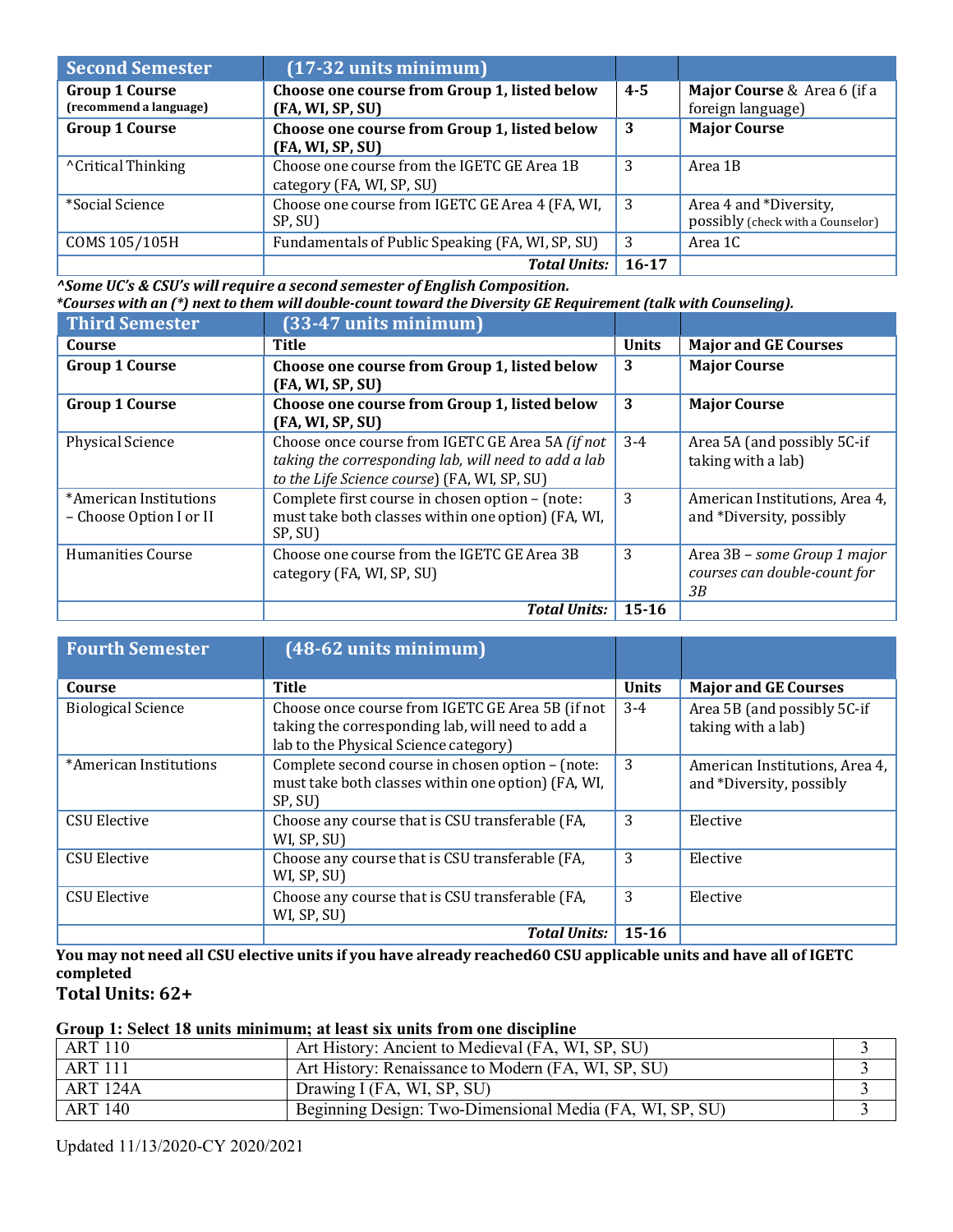| Second Semester | (17-32 units minimum) | | |
|---|---|---|---|
| **Group 1 Course** **(recommend a language)** | **Choose one course from Group 1, listed below (FA, WI, SP, SU)** | **4-5** | **Major Course** & Area 6 (if a foreign language) |
| **Group 1 Course** | **Choose one course from Group 1, listed below (FA, WI, SP, SU)** | **3** | **Major Course** |
| ^Critical Thinking | Choose one course from the IGETC GE Area 1B category (FA, WI, SP, SU) | 3 | Area 1B |
| *Social Science | Choose one course from IGETC GE Area 4 (FA, WI, SP, SU) | 3 | Area 4 and *Diversity, possibly (check with a Counselor) |
| COMS 105/105H | Fundamentals of Public Speaking (FA, WI, SP, SU) | 3 | Area 1C |
| | ***Total Units:*** | **16-17** | |

***^Some UC's & CSU's will require a second semester of English Composition.***
***\*Courses with an (\*) next to them will double-count toward the Diversity GE Requirement (talk with Counseling).***

| Third Semester | (33-47 units minimum) | | |
|---|---|---|---|
| **Course** | **Title** | **Units** | **Major and GE Courses** |
| **Group 1 Course** | **Choose one course from Group 1, listed below (FA, WI, SP, SU)** | **3** | **Major Course** |
| **Group 1 Course** | **Choose one course from Group 1, listed below (FA, WI, SP, SU)** | **3** | **Major Course** |
| Physical Science | Choose once course from IGETC GE Area 5A *(if not taking the corresponding lab, will need to add a lab to the Life Science course)* (FA, WI, SP, SU) | 3-4 | Area 5A (and possibly 5C-if taking with a lab) |
| *American Institutions – Choose Option I or II | Complete first course in chosen option – (note: must take both classes within one option) (FA, WI, SP, SU) | 3 | American Institutions, Area 4, and *Diversity, possibly |
| Humanities Course | Choose one course from the IGETC GE Area 3B category (FA, WI, SP, SU) | 3 | Area 3B – *some Group 1 major courses can double-count for 3B* |
| | ***Total Units:*** | **15-16** | |

| Fourth Semester | (48-62 units minimum) | | |
|---|---|---|---|
| **Course** | **Title** | **Units** | **Major and GE Courses** |
| Biological Science | Choose once course from IGETC GE Area 5B (if not taking the corresponding lab, will need to add a lab to the Physical Science category) | 3-4 | Area 5B (and possibly 5C-if taking with a lab) |
| *American Institutions | Complete second course in chosen option – (note: must take both classes within one option) (FA, WI, SP, SU) | 3 | American Institutions, Area 4, and *Diversity, possibly |
| CSU Elective | Choose any course that is CSU transferable (FA, WI, SP, SU) | 3 | Elective |
| CSU Elective | Choose any course that is CSU transferable (FA, WI, SP, SU) | 3 | Elective |
| CSU Elective | Choose any course that is CSU transferable (FA, WI, SP, SU) | 3 | Elective |
| | ***Total Units:*** | **15-16** | |

**You may not need all CSU elective units if you have already reached60 CSU applicable units and have all of IGETC completed**

**Total Units: 62+**

**Group 1: Select 18 units minimum; at least six units from one discipline**

| Course | Title | Units |
|---|---|---|
| ART 110 | Art History: Ancient to Medieval (FA, WI, SP, SU) | 3 |
| ART 111 | Art History: Renaissance to Modern (FA, WI, SP, SU) | 3 |
| ART 124A | Drawing I (FA, WI, SP, SU) | 3 |
| ART 140 | Beginning Design: Two-Dimensional Media (FA, WI, SP, SU) | 3 |

Updated 11/13/2020-CY 2020/2021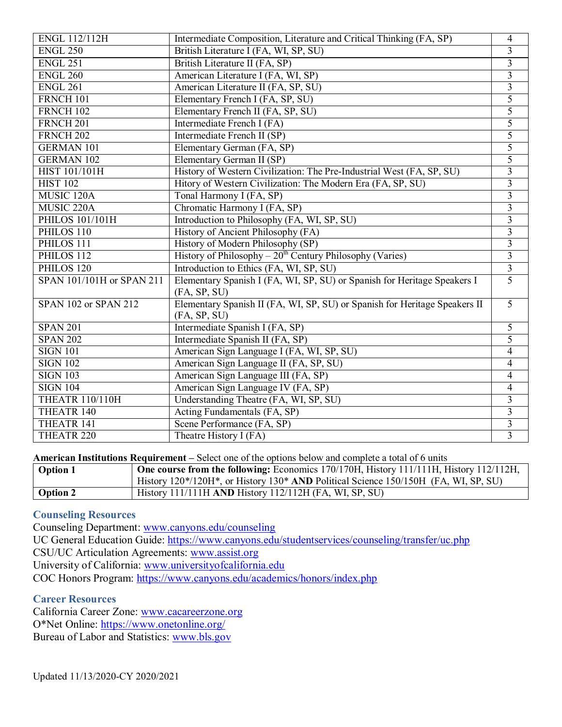| | | |
|---|---|---|
| ENGL 112/112H | Intermediate Composition, Literature and Critical Thinking (FA, SP) | 4 |
| ENGL 250 | British Literature I (FA, WI, SP, SU) | 3 |
| ENGL 251 | British Literature II (FA, SP) | 3 |
| ENGL 260 | American Literature I (FA, WI, SP) | 3 |
| ENGL 261 | American Literature II (FA, SP, SU) | 3 |
| FRNCH 101 | Elementary French I (FA, SP, SU) | 5 |
| FRNCH 102 | Elementary French II (FA, SP, SU) | 5 |
| FRNCH 201 | Intermediate French I (FA) | 5 |
| FRNCH 202 | Intermediate French II (SP) | 5 |
| GERMAN 101 | Elementary German (FA, SP) | 5 |
| GERMAN 102 | Elementary German II (SP) | 5 |
| HIST 101/101H | History of Western Civilization: The Pre-Industrial West (FA, SP, SU) | 3 |
| HIST 102 | Hitory of Western Civilization: The Modern Era (FA, SP, SU) | 3 |
| MUSIC 120A | Tonal Harmony I (FA, SP) | 3 |
| MUSIC 220A | Chromatic Harmony I (FA, SP) | 3 |
| PHILOS 101/101H | Introduction to Philosophy (FA, WI, SP, SU) | 3 |
| PHILOS 110 | History of Ancient Philosophy (FA) | 3 |
| PHILOS 111 | History of Modern Philosophy (SP) | 3 |
| PHILOS 112 | History of Philosophy – 20th Century Philosophy (Varies) | 3 |
| PHILOS 120 | Introduction to Ethics (FA, WI, SP, SU) | 3 |
| SPAN 101/101H or SPAN 211 | Elementary Spanish I (FA, WI, SP, SU) or Spanish for Heritage Speakers I (FA, SP, SU) | 5 |
| SPAN 102 or SPAN 212 | Elementary Spanish II (FA, WI, SP, SU) or Spanish for Heritage Speakers II (FA, SP, SU) | 5 |
| SPAN 201 | Intermediate Spanish I (FA, SP) | 5 |
| SPAN 202 | Intermediate Spanish II (FA, SP) | 5 |
| SIGN 101 | American Sign Language I (FA, WI, SP, SU) | 4 |
| SIGN 102 | American Sign Language II (FA, SP, SU) | 4 |
| SIGN 103 | American Sign Language III (FA, SP) | 4 |
| SIGN 104 | American Sign Language IV (FA, SP) | 4 |
| THEATR 110/110H | Understanding Theatre (FA, WI, SP, SU) | 3 |
| THEATR 140 | Acting Fundamentals (FA, SP) | 3 |
| THEATR 141 | Scene Performance (FA, SP) | 3 |
| THEATR 220 | Theatre History I (FA) | 3 |

**American Institutions Requirement** – Select one of the options below and complete a total of 6 units

| | |
|---|---|
| **Option 1** | **One course from the following:** Economics 170/170H, History 111/111H, History 112/112H, History 120*/120H*, or History 130* **AND** Political Science 150/150H (FA, WI, SP, SU) |
| **Option 2** | History 111/111H **AND** History 112/112H (FA, WI, SP, SU) |

## Counseling Resources

Counseling Department: www.canyons.edu/counseling
UC General Education Guide: https://www.canyons.edu/studentservices/counseling/transfer/uc.php
CSU/UC Articulation Agreements: www.assist.org
University of California: www.universityofcalifornia.edu
COC Honors Program: https://www.canyons.edu/academics/honors/index.php

## Career Resources

California Career Zone: www.cacareerzone.org
O*Net Online: https://www.onetonline.org/
Bureau of Labor and Statistics: www.bls.gov

Updated 11/13/2020-CY 2020/2021